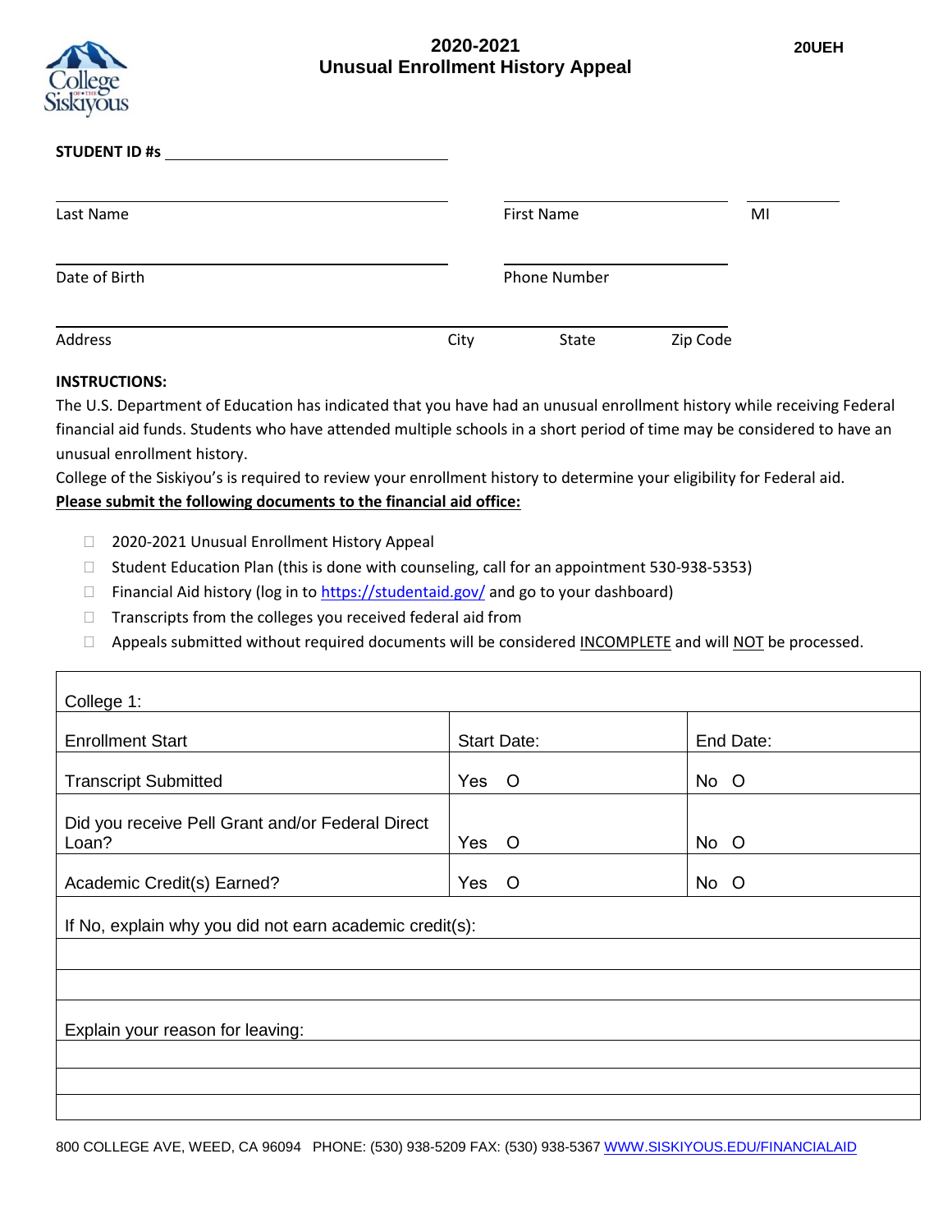# 2020-2021 Unusual Enrollment History Appeal

**20UEH**

**STUDENT ID #s** ______________________

| Last Name | First Name | MI |
|---|---|---|
| | | |

| Date of Birth | Phone Number |
|---|---|
| | |

| Address | City | State | Zip Code |
|---|---|---|---|
| | | | |

**INSTRUCTIONS:**

The U.S. Department of Education has indicated that you have had an unusual enrollment history while receiving Federal financial aid funds. Students who have attended multiple schools in a short period of time may be considered to have an unusual enrollment history.

College of the Siskiyou's is required to review your enrollment history to determine your eligibility for Federal aid.

**Please submit the following documents to the financial aid office:**

- ☐ 2020-2021 Unusual Enrollment History Appeal
- ☐ Student Education Plan (this is done with counseling, call for an appointment 530-938-5353)
- ☐ Financial Aid history (log in to https://studentaid.gov/ and go to your dashboard)
- ☐ Transcripts from the colleges you received federal aid from
- ☐ Appeals submitted without required documents will be considered INCOMPLETE and will NOT be processed.

| College 1: | | |
|---|---|---|
| Enrollment Start | Start Date: | End Date: |
| Transcript Submitted | Yes O | No O |
| Did you receive Pell Grant and/or Federal Direct Loan? | Yes O | No O |
| Academic Credit(s) Earned? | Yes O | No O |
| If No, explain why you did not earn academic credit(s): | | |
| | | |
| | | |
| Explain your reason for leaving: | | |
| | | |
| | | |
| | | |

800 COLLEGE AVE, WEED, CA 96094 PHONE: (530) 938-5209 FAX: (530) 938-5367 WWW.SISKIYOUS.EDU/FINANCIALAID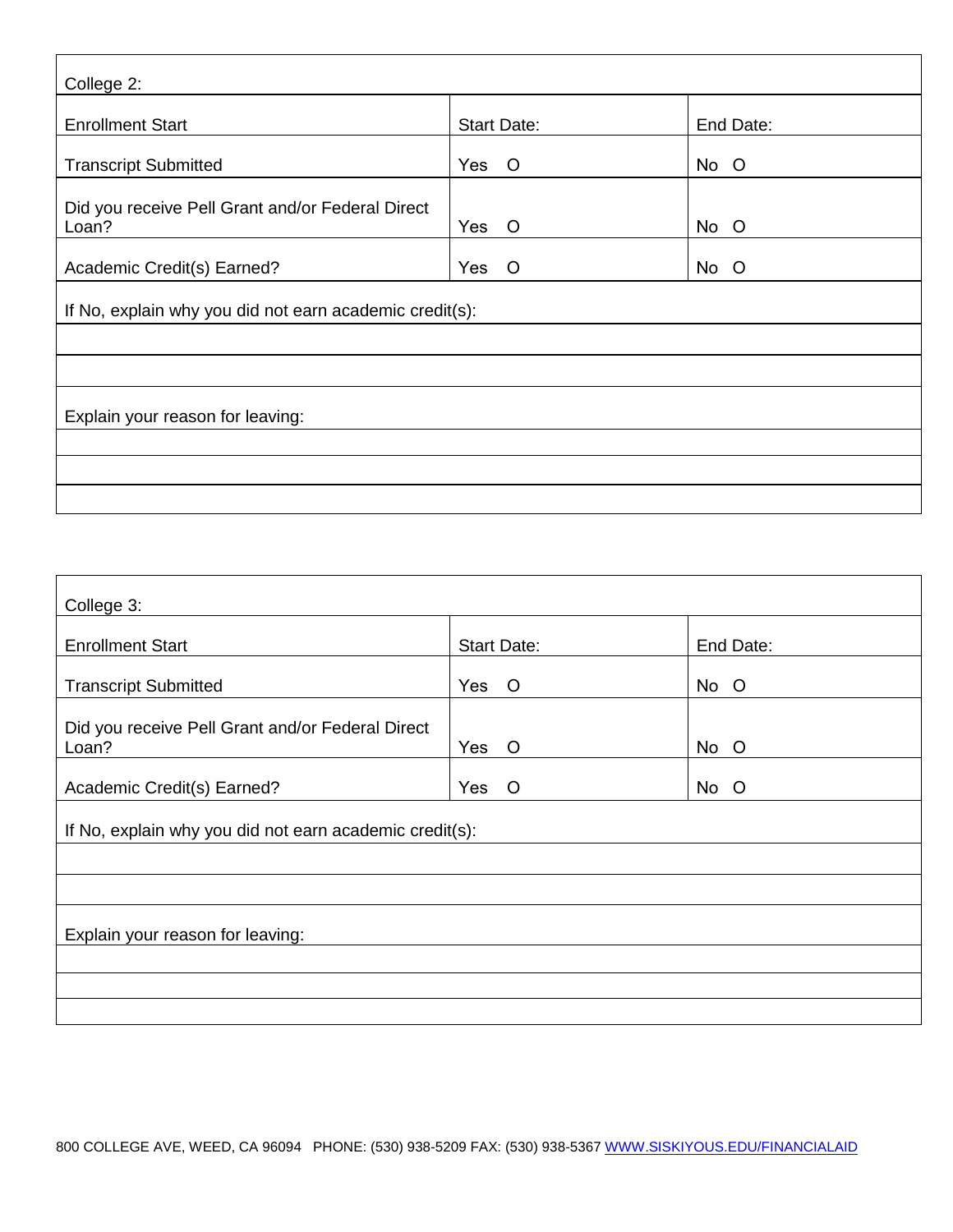| College 2: | | |
|---|---|---|
| Enrollment Start | Start Date: | End Date: |
| Transcript Submitted | Yes O | No O |
| Did you receive Pell Grant and/or Federal Direct Loan? | Yes O | No O |
| Academic Credit(s) Earned? | Yes O | No O |
| If No, explain why you did not earn academic credit(s): | | |
| | | |
| | | |
| Explain your reason for leaving: | | |
| | | |
| | | |
| | | |

| College 3: | | |
|---|---|---|
| Enrollment Start | Start Date: | End Date: |
| Transcript Submitted | Yes O | No O |
| Did you receive Pell Grant and/or Federal Direct Loan? | Yes O | No O |
| Academic Credit(s) Earned? | Yes O | No O |
| If No, explain why you did not earn academic credit(s): | | |
| | | |
| | | |
| Explain your reason for leaving: | | |
| | | |
| | | |
| | | |

800 COLLEGE AVE, WEED, CA 96094 PHONE: (530) 938-5209 FAX: (530) 938-5367 WWW.SISKIYOUS.EDU/FINANCIALAID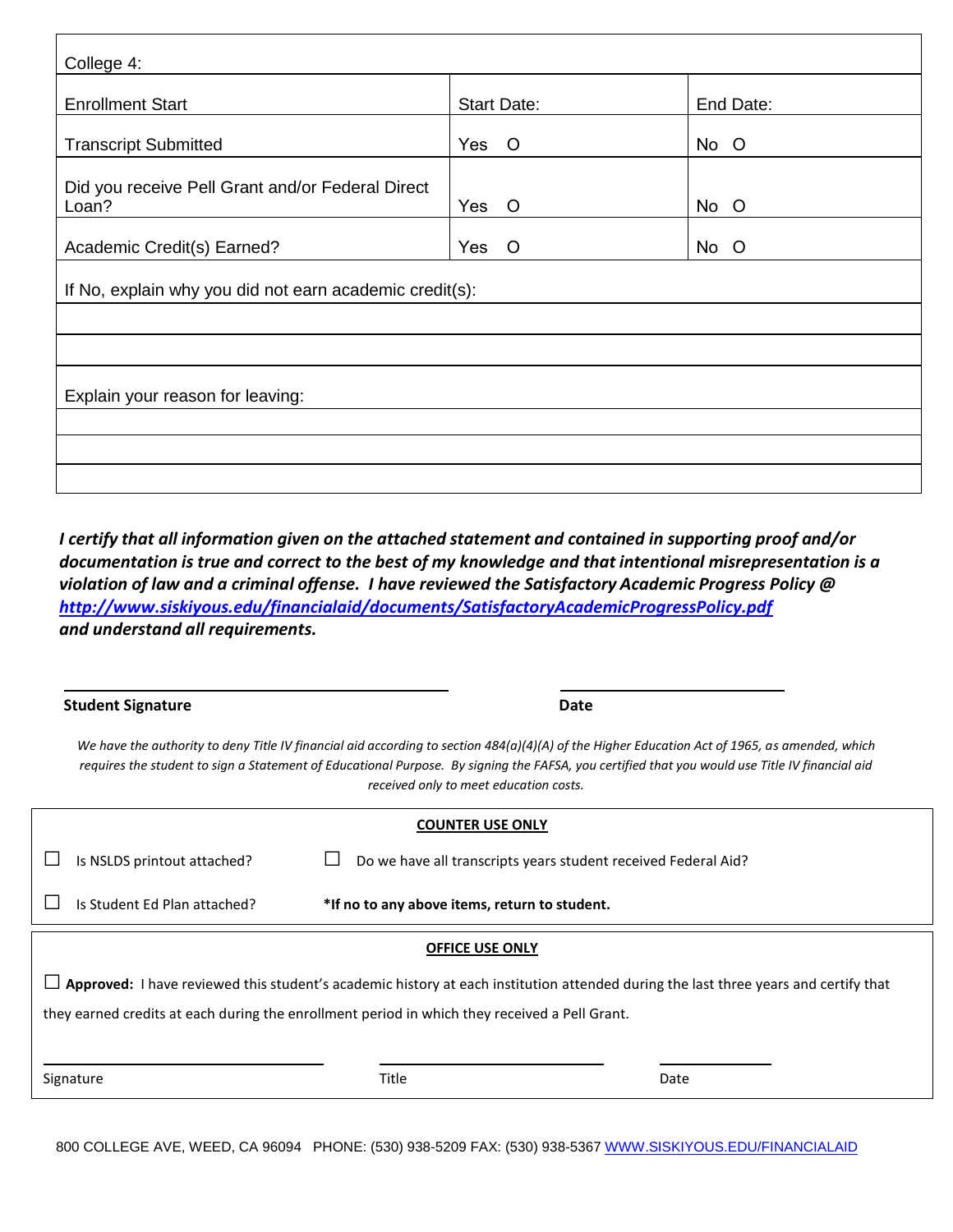| College 4: | | |
|---|---|---|
| Enrollment Start | Start Date: | End Date: |
| Transcript Submitted | Yes O | No O |
| Did you receive Pell Grant and/or Federal Direct Loan? | Yes O | No O |
| Academic Credit(s) Earned? | Yes O | No O |
| If No, explain why you did not earn academic credit(s): | | |
| | | |
| | | |
| Explain your reason for leaving: | | |
| | | |
| | | |
| | | |

***I certify that all information given on the attached statement and contained in supporting proof and/or documentation is true and correct to the best of my knowledge and that intentional misrepresentation is a violation of law and a criminal offense. I have reviewed the Satisfactory Academic Progress Policy @ http://www.siskiyous.edu/financialaid/documents/SatisfactoryAcademicProgressPolicy.pdf and understand all requirements.***

| **Student Signature** | **Date** |
|---|---|

*We have the authority to deny Title IV financial aid according to section 484(a)(4)(A) of the Higher Education Act of 1965, as amended, which requires the student to sign a Statement of Educational Purpose. By signing the FAFSA, you certified that you would use Title IV financial aid received only to meet education costs.*

**COUNTER USE ONLY**

☐ Is NSLDS printout attached? ☐ Do we have all transcripts years student received Federal Aid?

☐ Is Student Ed Plan attached? **\*If no to any above items, return to student.**

**OFFICE USE ONLY**

☐ **Approved:** I have reviewed this student's academic history at each institution attended during the last three years and certify that they earned credits at each during the enrollment period in which they received a Pell Grant.

| Signature | Title | Date |
|---|---|---|

800 COLLEGE AVE, WEED, CA 96094 PHONE: (530) 938-5209 FAX: (530) 938-5367 WWW.SISKIYOUS.EDU/FINANCIALAID